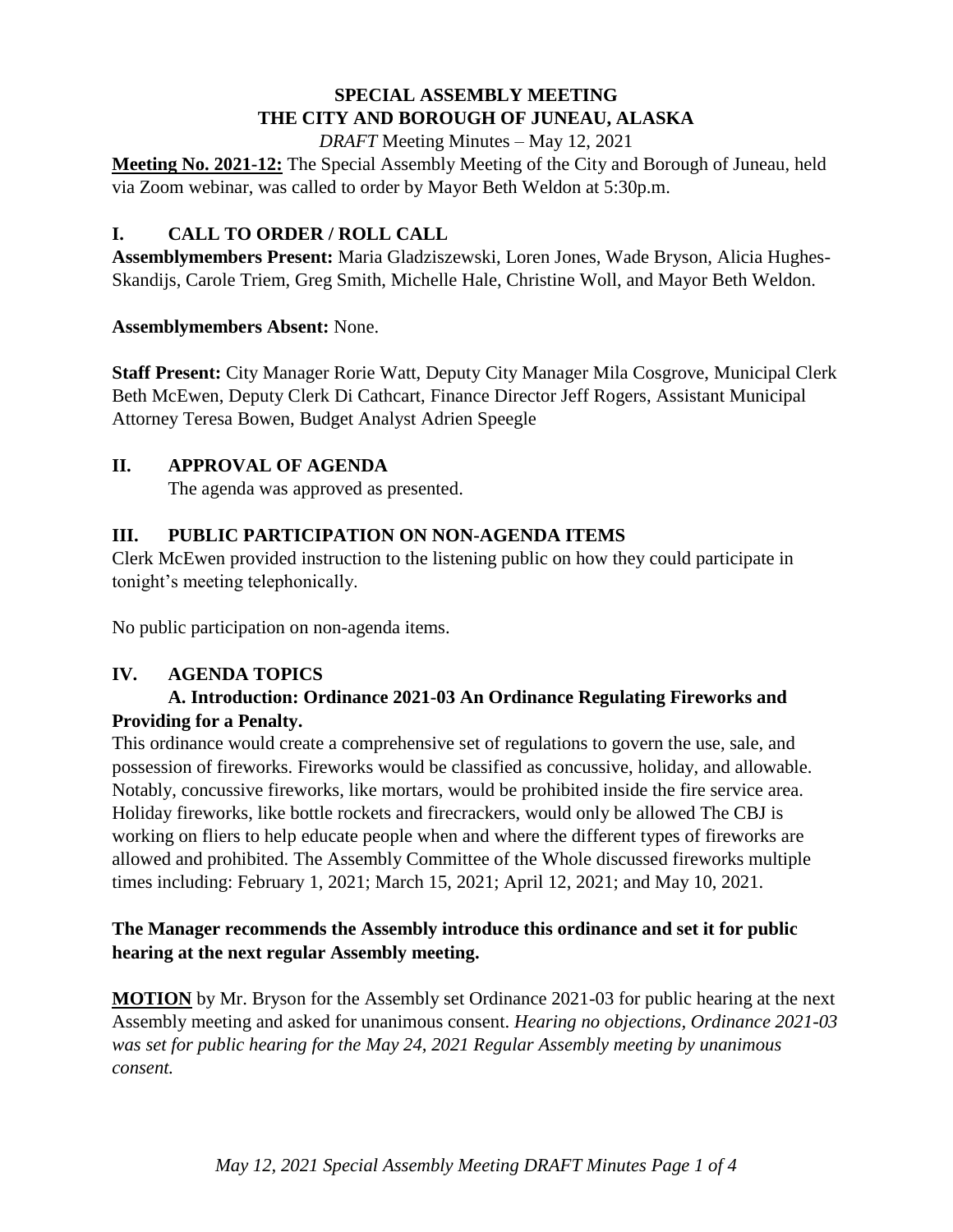# SPECIAL ASSEMBLY MEETING
# THE CITY AND BOROUGH OF JUNEAU, ALASKA

*DRAFT* Meeting Minutes – May 12, 2021

**Meeting No. 2021-12:** The Special Assembly Meeting of the City and Borough of Juneau, held via Zoom webinar, was called to order by Mayor Beth Weldon at 5:30p.m.

## I. CALL TO ORDER / ROLL CALL

**Assemblymembers Present:** Maria Gladziszewski, Loren Jones, Wade Bryson, Alicia Hughes-Skandijs, Carole Triem, Greg Smith, Michelle Hale, Christine Woll, and Mayor Beth Weldon.

**Assemblymembers Absent:** None.

**Staff Present:** City Manager Rorie Watt, Deputy City Manager Mila Cosgrove, Municipal Clerk Beth McEwen, Deputy Clerk Di Cathcart, Finance Director Jeff Rogers, Assistant Municipal Attorney Teresa Bowen, Budget Analyst Adrien Speegle

## II. APPROVAL OF AGENDA

The agenda was approved as presented.

## III. PUBLIC PARTICIPATION ON NON-AGENDA ITEMS

Clerk McEwen provided instruction to the listening public on how they could participate in tonight's meeting telephonically.

No public participation on non-agenda items.

## IV. AGENDA TOPICS

### A. Introduction: Ordinance 2021-03 An Ordinance Regulating Fireworks and Providing for a Penalty.

This ordinance would create a comprehensive set of regulations to govern the use, sale, and possession of fireworks. Fireworks would be classified as concussive, holiday, and allowable. Notably, concussive fireworks, like mortars, would be prohibited inside the fire service area. Holiday fireworks, like bottle rockets and firecrackers, would only be allowed The CBJ is working on fliers to help educate people when and where the different types of fireworks are allowed and prohibited. The Assembly Committee of the Whole discussed fireworks multiple times including: February 1, 2021; March 15, 2021; April 12, 2021; and May 10, 2021.

**The Manager recommends the Assembly introduce this ordinance and set it for public hearing at the next regular Assembly meeting.**

**MOTION** by Mr. Bryson for the Assembly set Ordinance 2021-03 for public hearing at the next Assembly meeting and asked for unanimous consent. *Hearing no objections, Ordinance 2021-03 was set for public hearing for the May 24, 2021 Regular Assembly meeting by unanimous consent.*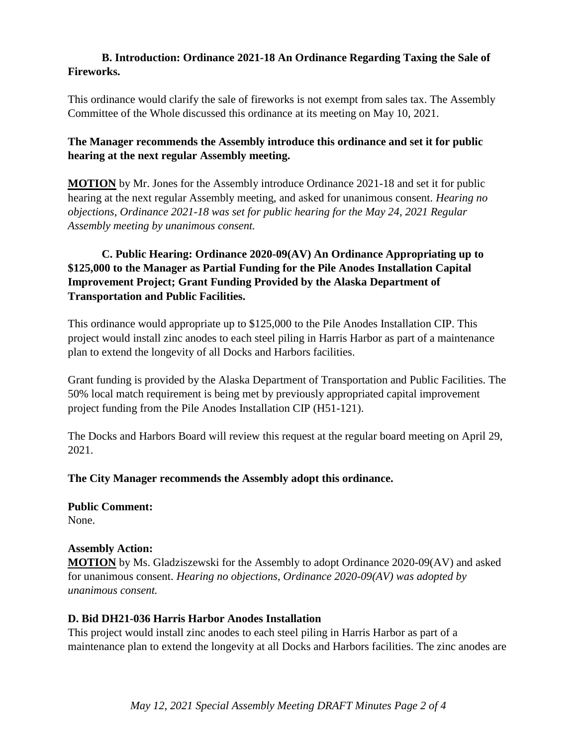**B. Introduction: Ordinance 2021-18 An Ordinance Regarding Taxing the Sale of Fireworks.**

This ordinance would clarify the sale of fireworks is not exempt from sales tax. The Assembly Committee of the Whole discussed this ordinance at its meeting on May 10, 2021.

**The Manager recommends the Assembly introduce this ordinance and set it for public hearing at the next regular Assembly meeting.**

**MOTION** by Mr. Jones for the Assembly introduce Ordinance 2021-18 and set it for public hearing at the next regular Assembly meeting, and asked for unanimous consent. *Hearing no objections, Ordinance 2021-18 was set for public hearing for the May 24, 2021 Regular Assembly meeting by unanimous consent.*

**C. Public Hearing: Ordinance 2020-09(AV) An Ordinance Appropriating up to $125,000 to the Manager as Partial Funding for the Pile Anodes Installation Capital Improvement Project; Grant Funding Provided by the Alaska Department of Transportation and Public Facilities.**

This ordinance would appropriate up to $125,000 to the Pile Anodes Installation CIP. This project would install zinc anodes to each steel piling in Harris Harbor as part of a maintenance plan to extend the longevity of all Docks and Harbors facilities.

Grant funding is provided by the Alaska Department of Transportation and Public Facilities. The 50% local match requirement is being met by previously appropriated capital improvement project funding from the Pile Anodes Installation CIP (H51-121).

The Docks and Harbors Board will review this request at the regular board meeting on April 29, 2021.

**The City Manager recommends the Assembly adopt this ordinance.**

**Public Comment:**
None.

**Assembly Action:**
**MOTION** by Ms. Gladziszewski for the Assembly to adopt Ordinance 2020-09(AV) and asked for unanimous consent. *Hearing no objections, Ordinance 2020-09(AV) was adopted by unanimous consent.*

**D. Bid DH21-036 Harris Harbor Anodes Installation**
This project would install zinc anodes to each steel piling in Harris Harbor as part of a maintenance plan to extend the longevity at all Docks and Harbors facilities. The zinc anodes are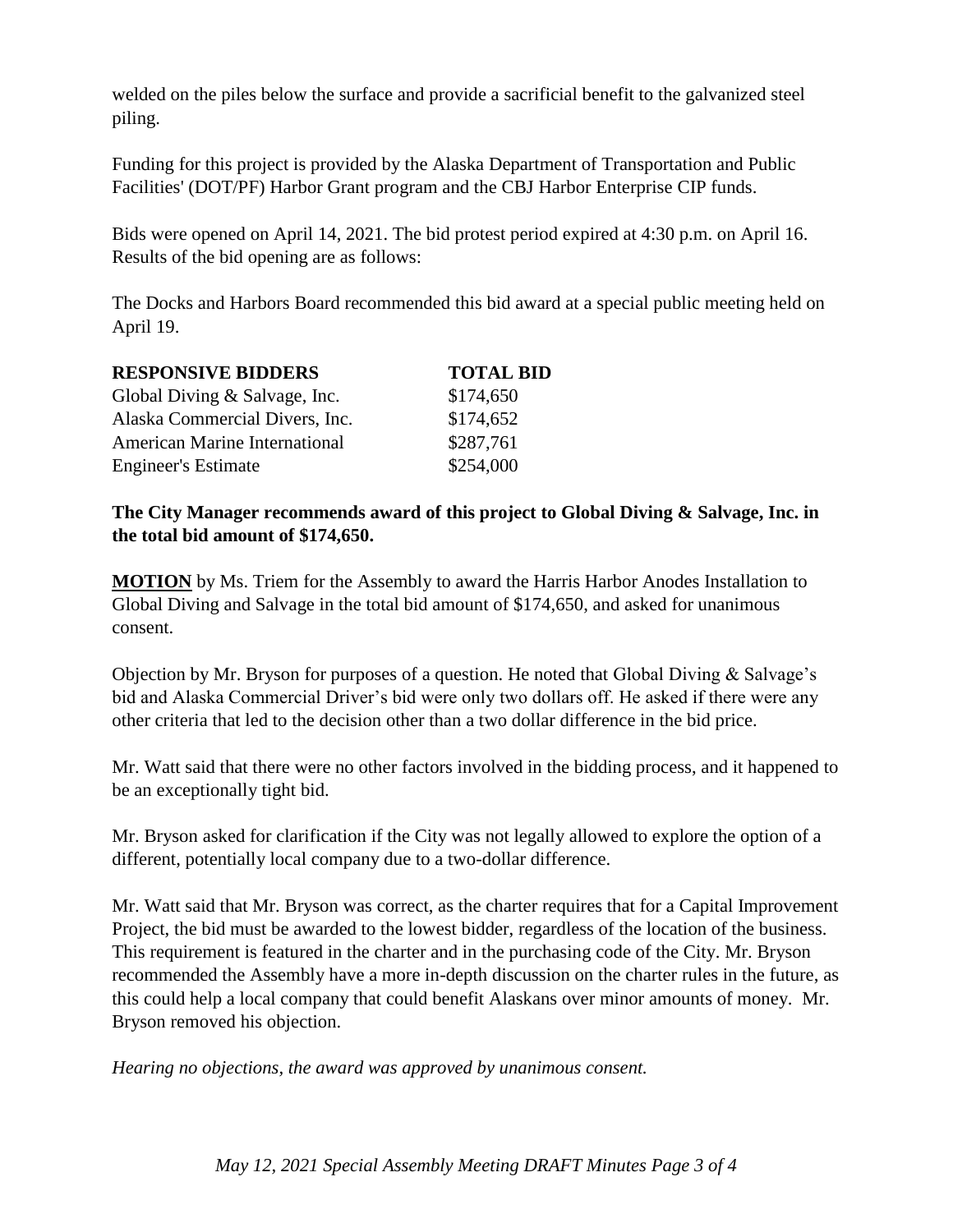welded on the piles below the surface and provide a sacrificial benefit to the galvanized steel piling.

Funding for this project is provided by the Alaska Department of Transportation and Public Facilities' (DOT/PF) Harbor Grant program and the CBJ Harbor Enterprise CIP funds.

Bids were opened on April 14, 2021. The bid protest period expired at 4:30 p.m. on April 16. Results of the bid opening are as follows:

The Docks and Harbors Board recommended this bid award at a special public meeting held on April 19.

| RESPONSIVE BIDDERS | TOTAL BID |
| --- | --- |
| Global Diving & Salvage, Inc. | \$174,650 |
| Alaska Commercial Divers, Inc. | \$174,652 |
| American Marine International | \$287,761 |
| Engineer's Estimate | \$254,000 |

**The City Manager recommends award of this project to Global Diving & Salvage, Inc. in the total bid amount of \$174,650.**

**MOTION** by Ms. Triem for the Assembly to award the Harris Harbor Anodes Installation to Global Diving and Salvage in the total bid amount of \$174,650, and asked for unanimous consent.

Objection by Mr. Bryson for purposes of a question. He noted that Global Diving & Salvage's bid and Alaska Commercial Driver's bid were only two dollars off. He asked if there were any other criteria that led to the decision other than a two dollar difference in the bid price.

Mr. Watt said that there were no other factors involved in the bidding process, and it happened to be an exceptionally tight bid.

Mr. Bryson asked for clarification if the City was not legally allowed to explore the option of a different, potentially local company due to a two-dollar difference.

Mr. Watt said that Mr. Bryson was correct, as the charter requires that for a Capital Improvement Project, the bid must be awarded to the lowest bidder, regardless of the location of the business. This requirement is featured in the charter and in the purchasing code of the City. Mr. Bryson recommended the Assembly have a more in-depth discussion on the charter rules in the future, as this could help a local company that could benefit Alaskans over minor amounts of money. Mr. Bryson removed his objection.

*Hearing no objections, the award was approved by unanimous consent.*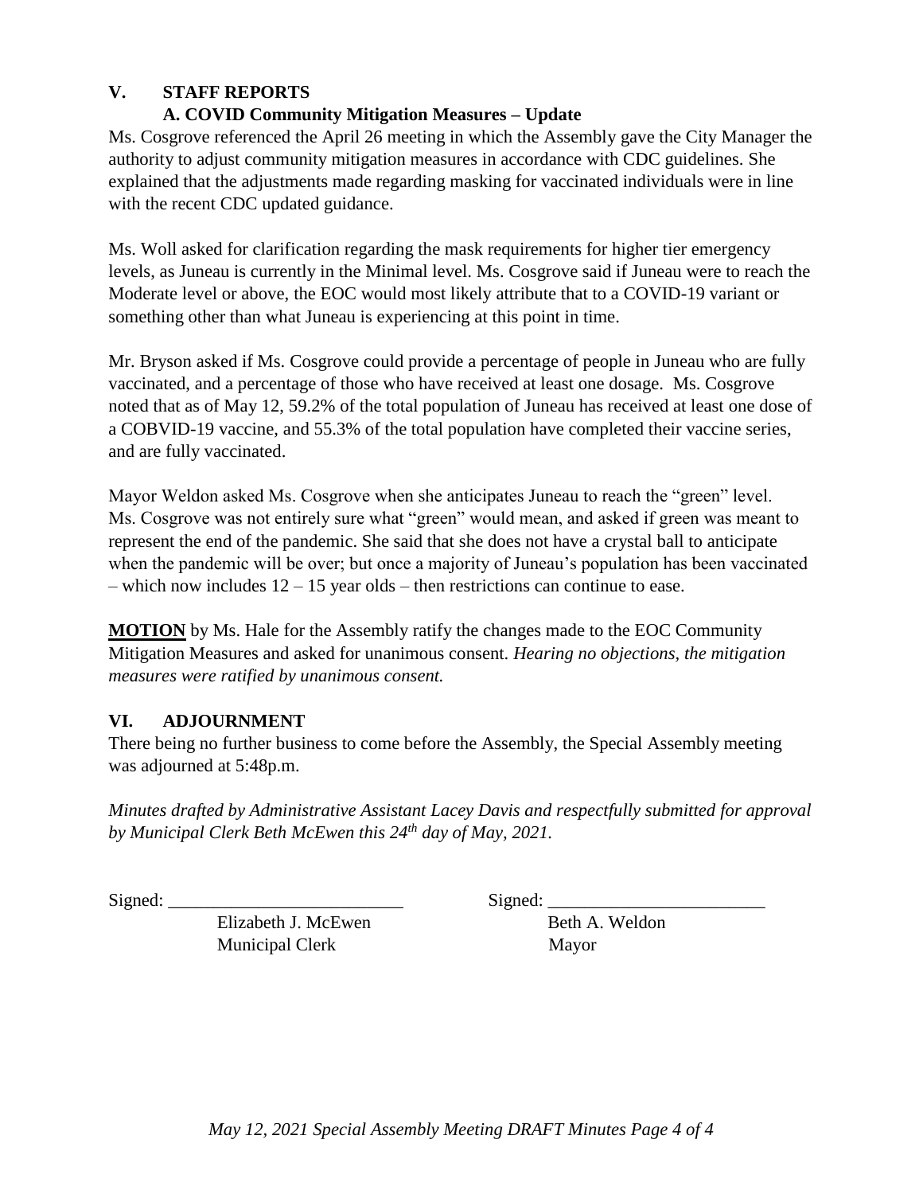## V. STAFF REPORTS

### A. COVID Community Mitigation Measures – Update

Ms. Cosgrove referenced the April 26 meeting in which the Assembly gave the City Manager the authority to adjust community mitigation measures in accordance with CDC guidelines. She explained that the adjustments made regarding masking for vaccinated individuals were in line with the recent CDC updated guidance.

Ms. Woll asked for clarification regarding the mask requirements for higher tier emergency levels, as Juneau is currently in the Minimal level. Ms. Cosgrove said if Juneau were to reach the Moderate level or above, the EOC would most likely attribute that to a COVID-19 variant or something other than what Juneau is experiencing at this point in time.

Mr. Bryson asked if Ms. Cosgrove could provide a percentage of people in Juneau who are fully vaccinated, and a percentage of those who have received at least one dosage. Ms. Cosgrove noted that as of May 12, 59.2% of the total population of Juneau has received at least one dose of a COBVID-19 vaccine, and 55.3% of the total population have completed their vaccine series, and are fully vaccinated.

Mayor Weldon asked Ms. Cosgrove when she anticipates Juneau to reach the "green" level. Ms. Cosgrove was not entirely sure what "green" would mean, and asked if green was meant to represent the end of the pandemic. She said that she does not have a crystal ball to anticipate when the pandemic will be over; but once a majority of Juneau's population has been vaccinated – which now includes 12 – 15 year olds – then restrictions can continue to ease.

**MOTION** by Ms. Hale for the Assembly ratify the changes made to the EOC Community Mitigation Measures and asked for unanimous consent. *Hearing no objections, the mitigation measures were ratified by unanimous consent.*

## VI. ADJOURNMENT

There being no further business to come before the Assembly, the Special Assembly meeting was adjourned at 5:48p.m.

*Minutes drafted by Administrative Assistant Lacey Davis and respectfully submitted for approval by Municipal Clerk Beth McEwen this 24th day of May, 2021.*

Signed: __________________________
Elizabeth J. McEwen
Municipal Clerk

Signed: ________________________
Beth A. Weldon
Mayor